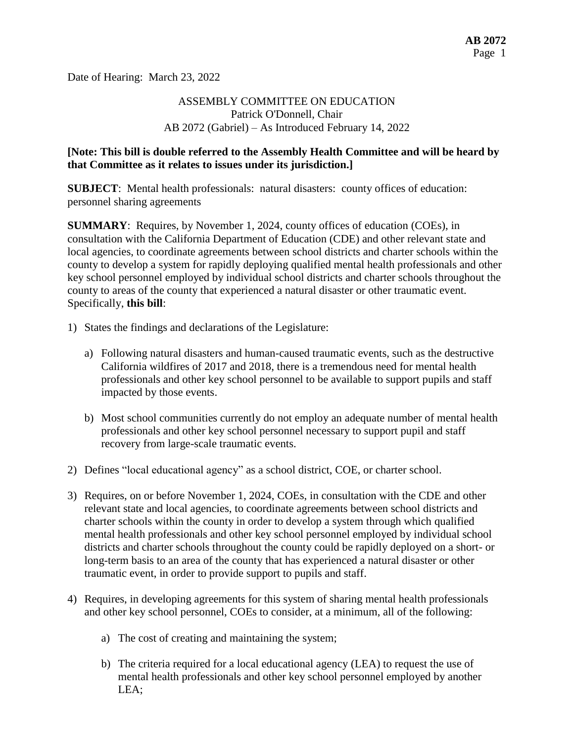Date of Hearing: March 23, 2022

ASSEMBLY COMMITTEE ON EDUCATION
Patrick O'Donnell, Chair
AB 2072 (Gabriel) – As Introduced February 14, 2022

**[Note: This bill is double referred to the Assembly Health Committee and will be heard by that Committee as it relates to issues under its jurisdiction.]**

**SUBJECT**: Mental health professionals: natural disasters: county offices of education: personnel sharing agreements

**SUMMARY**: Requires, by November 1, 2024, county offices of education (COEs), in consultation with the California Department of Education (CDE) and other relevant state and local agencies, to coordinate agreements between school districts and charter schools within the county to develop a system for rapidly deploying qualified mental health professionals and other key school personnel employed by individual school districts and charter schools throughout the county to areas of the county that experienced a natural disaster or other traumatic event. Specifically, **this bill**:

1) States the findings and declarations of the Legislature:

   a) Following natural disasters and human-caused traumatic events, such as the destructive California wildfires of 2017 and 2018, there is a tremendous need for mental health professionals and other key school personnel to be available to support pupils and staff impacted by those events.

   b) Most school communities currently do not employ an adequate number of mental health professionals and other key school personnel necessary to support pupil and staff recovery from large-scale traumatic events.

2) Defines "local educational agency" as a school district, COE, or charter school.

3) Requires, on or before November 1, 2024, COEs, in consultation with the CDE and other relevant state and local agencies, to coordinate agreements between school districts and charter schools within the county in order to develop a system through which qualified mental health professionals and other key school personnel employed by individual school districts and charter schools throughout the county could be rapidly deployed on a short- or long-term basis to an area of the county that has experienced a natural disaster or other traumatic event, in order to provide support to pupils and staff.

4) Requires, in developing agreements for this system of sharing mental health professionals and other key school personnel, COEs to consider, at a minimum, all of the following:

   a) The cost of creating and maintaining the system;

   b) The criteria required for a local educational agency (LEA) to request the use of mental health professionals and other key school personnel employed by another LEA;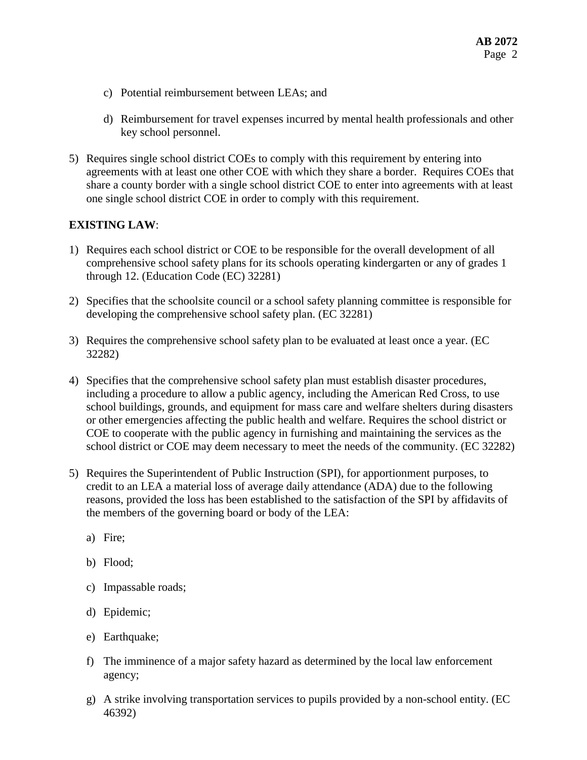c) Potential reimbursement between LEAs; and

d) Reimbursement for travel expenses incurred by mental health professionals and other key school personnel.

5) Requires single school district COEs to comply with this requirement by entering into agreements with at least one other COE with which they share a border. Requires COEs that share a county border with a single school district COE to enter into agreements with at least one single school district COE in order to comply with this requirement.

**EXISTING LAW**:

1) Requires each school district or COE to be responsible for the overall development of all comprehensive school safety plans for its schools operating kindergarten or any of grades 1 through 12. (Education Code (EC) 32281)

2) Specifies that the schoolsite council or a school safety planning committee is responsible for developing the comprehensive school safety plan. (EC 32281)

3) Requires the comprehensive school safety plan to be evaluated at least once a year. (EC 32282)

4) Specifies that the comprehensive school safety plan must establish disaster procedures, including a procedure to allow a public agency, including the American Red Cross, to use school buildings, grounds, and equipment for mass care and welfare shelters during disasters or other emergencies affecting the public health and welfare. Requires the school district or COE to cooperate with the public agency in furnishing and maintaining the services as the school district or COE may deem necessary to meet the needs of the community. (EC 32282)

5) Requires the Superintendent of Public Instruction (SPI), for apportionment purposes, to credit to an LEA a material loss of average daily attendance (ADA) due to the following reasons, provided the loss has been established to the satisfaction of the SPI by affidavits of the members of the governing board or body of the LEA:

   a) Fire;

   b) Flood;

   c) Impassable roads;

   d) Epidemic;

   e) Earthquake;

   f) The imminence of a major safety hazard as determined by the local law enforcement agency;

   g) A strike involving transportation services to pupils provided by a non-school entity. (EC 46392)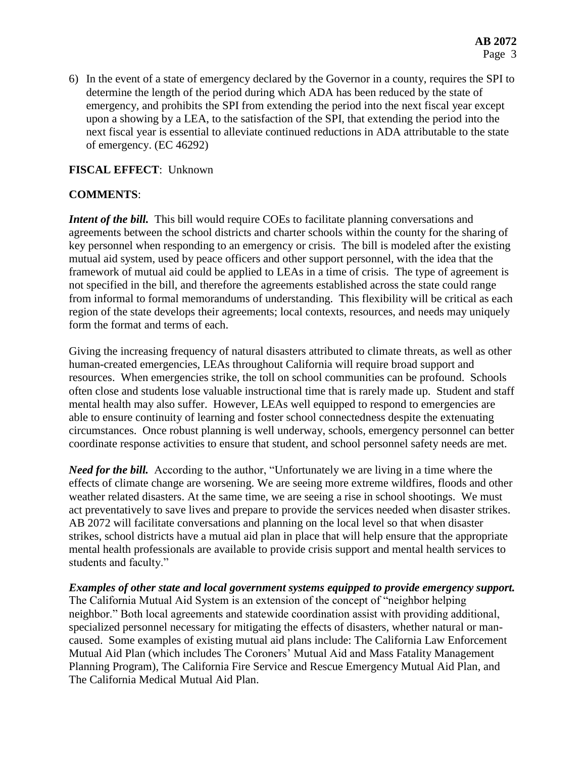6) In the event of a state of emergency declared by the Governor in a county, requires the SPI to determine the length of the period during which ADA has been reduced by the state of emergency, and prohibits the SPI from extending the period into the next fiscal year except upon a showing by a LEA, to the satisfaction of the SPI, that extending the period into the next fiscal year is essential to alleviate continued reductions in ADA attributable to the state of emergency. (EC 46292)

**FISCAL EFFECT**: Unknown

**COMMENTS**:

***Intent of the bill.*** This bill would require COEs to facilitate planning conversations and agreements between the school districts and charter schools within the county for the sharing of key personnel when responding to an emergency or crisis. The bill is modeled after the existing mutual aid system, used by peace officers and other support personnel, with the idea that the framework of mutual aid could be applied to LEAs in a time of crisis. The type of agreement is not specified in the bill, and therefore the agreements established across the state could range from informal to formal memorandums of understanding. This flexibility will be critical as each region of the state develops their agreements; local contexts, resources, and needs may uniquely form the format and terms of each.

Giving the increasing frequency of natural disasters attributed to climate threats, as well as other human-created emergencies, LEAs throughout California will require broad support and resources. When emergencies strike, the toll on school communities can be profound. Schools often close and students lose valuable instructional time that is rarely made up. Student and staff mental health may also suffer. However, LEAs well equipped to respond to emergencies are able to ensure continuity of learning and foster school connectedness despite the extenuating circumstances. Once robust planning is well underway, schools, emergency personnel can better coordinate response activities to ensure that student, and school personnel safety needs are met.

***Need for the bill.*** According to the author, "Unfortunately we are living in a time where the effects of climate change are worsening. We are seeing more extreme wildfires, floods and other weather related disasters. At the same time, we are seeing a rise in school shootings. We must act preventatively to save lives and prepare to provide the services needed when disaster strikes. AB 2072 will facilitate conversations and planning on the local level so that when disaster strikes, school districts have a mutual aid plan in place that will help ensure that the appropriate mental health professionals are available to provide crisis support and mental health services to students and faculty."

***Examples of other state and local government systems equipped to provide emergency support.*** The California Mutual Aid System is an extension of the concept of "neighbor helping neighbor." Both local agreements and statewide coordination assist with providing additional, specialized personnel necessary for mitigating the effects of disasters, whether natural or man-caused. Some examples of existing mutual aid plans include: The California Law Enforcement Mutual Aid Plan (which includes The Coroners' Mutual Aid and Mass Fatality Management Planning Program), The California Fire Service and Rescue Emergency Mutual Aid Plan, and The California Medical Mutual Aid Plan.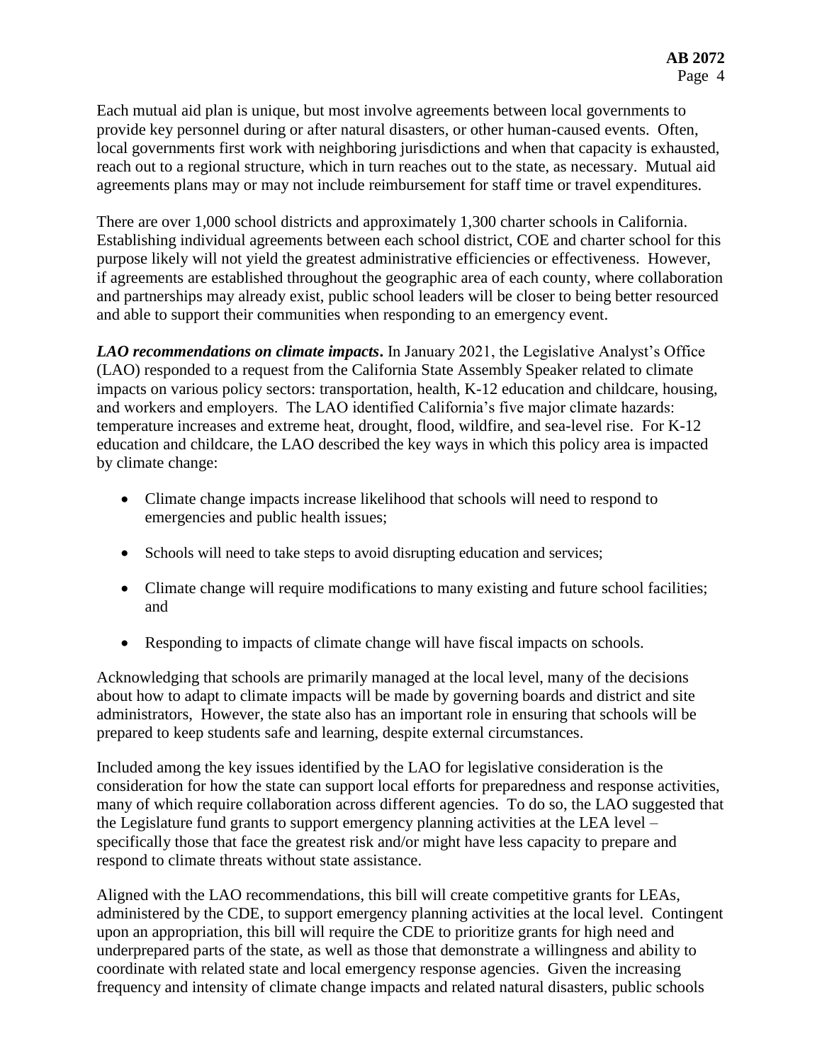Each mutual aid plan is unique, but most involve agreements between local governments to provide key personnel during or after natural disasters, or other human-caused events. Often, local governments first work with neighboring jurisdictions and when that capacity is exhausted, reach out to a regional structure, which in turn reaches out to the state, as necessary. Mutual aid agreements plans may or may not include reimbursement for staff time or travel expenditures.

There are over 1,000 school districts and approximately 1,300 charter schools in California. Establishing individual agreements between each school district, COE and charter school for this purpose likely will not yield the greatest administrative efficiencies or effectiveness. However, if agreements are established throughout the geographic area of each county, where collaboration and partnerships may already exist, public school leaders will be closer to being better resourced and able to support their communities when responding to an emergency event.

***LAO recommendations on climate impacts*.** In January 2021, the Legislative Analyst's Office (LAO) responded to a request from the California State Assembly Speaker related to climate impacts on various policy sectors: transportation, health, K-12 education and childcare, housing, and workers and employers. The LAO identified California's five major climate hazards: temperature increases and extreme heat, drought, flood, wildfire, and sea-level rise. For K-12 education and childcare, the LAO described the key ways in which this policy area is impacted by climate change:

- Climate change impacts increase likelihood that schools will need to respond to emergencies and public health issues;
- Schools will need to take steps to avoid disrupting education and services;
- Climate change will require modifications to many existing and future school facilities; and
- Responding to impacts of climate change will have fiscal impacts on schools.

Acknowledging that schools are primarily managed at the local level, many of the decisions about how to adapt to climate impacts will be made by governing boards and district and site administrators, However, the state also has an important role in ensuring that schools will be prepared to keep students safe and learning, despite external circumstances.

Included among the key issues identified by the LAO for legislative consideration is the consideration for how the state can support local efforts for preparedness and response activities, many of which require collaboration across different agencies. To do so, the LAO suggested that the Legislature fund grants to support emergency planning activities at the LEA level – specifically those that face the greatest risk and/or might have less capacity to prepare and respond to climate threats without state assistance.

Aligned with the LAO recommendations, this bill will create competitive grants for LEAs, administered by the CDE, to support emergency planning activities at the local level. Contingent upon an appropriation, this bill will require the CDE to prioritize grants for high need and underprepared parts of the state, as well as those that demonstrate a willingness and ability to coordinate with related state and local emergency response agencies. Given the increasing frequency and intensity of climate change impacts and related natural disasters, public schools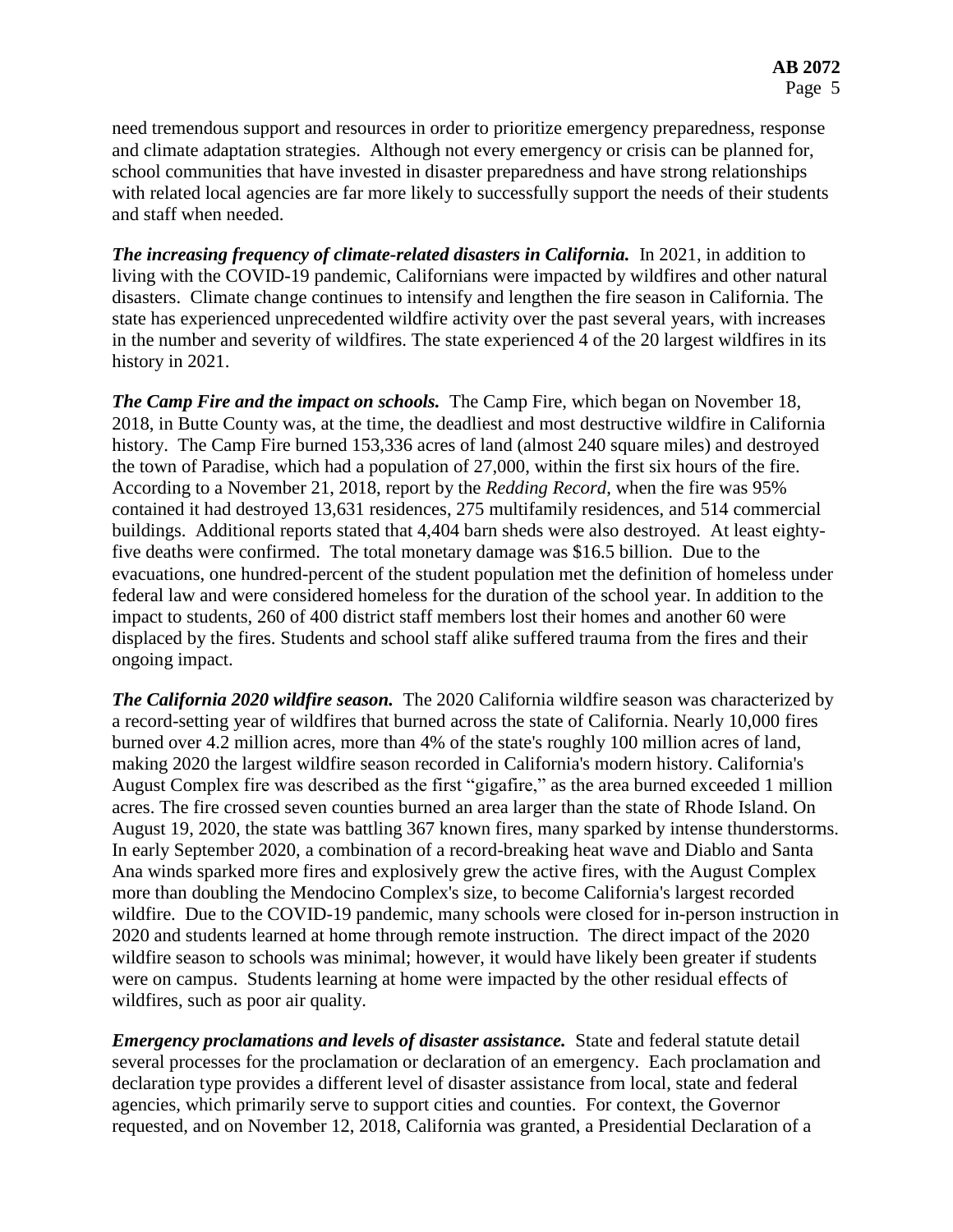need tremendous support and resources in order to prioritize emergency preparedness, response and climate adaptation strategies. Although not every emergency or crisis can be planned for, school communities that have invested in disaster preparedness and have strong relationships with related local agencies are far more likely to successfully support the needs of their students and staff when needed.

***The increasing frequency of climate-related disasters in California.*** In 2021, in addition to living with the COVID-19 pandemic, Californians were impacted by wildfires and other natural disasters. Climate change continues to intensify and lengthen the fire season in California. The state has experienced unprecedented wildfire activity over the past several years, with increases in the number and severity of wildfires. The state experienced 4 of the 20 largest wildfires in its history in 2021.

***The Camp Fire and the impact on schools.*** The Camp Fire, which began on November 18, 2018, in Butte County was, at the time, the deadliest and most destructive wildfire in California history. The Camp Fire burned 153,336 acres of land (almost 240 square miles) and destroyed the town of Paradise, which had a population of 27,000, within the first six hours of the fire. According to a November 21, 2018, report by the *Redding Record*, when the fire was 95% contained it had destroyed 13,631 residences, 275 multifamily residences, and 514 commercial buildings. Additional reports stated that 4,404 barn sheds were also destroyed. At least eighty-five deaths were confirmed. The total monetary damage was $16.5 billion. Due to the evacuations, one hundred-percent of the student population met the definition of homeless under federal law and were considered homeless for the duration of the school year. In addition to the impact to students, 260 of 400 district staff members lost their homes and another 60 were displaced by the fires. Students and school staff alike suffered trauma from the fires and their ongoing impact.

***The California 2020 wildfire season.*** The 2020 California wildfire season was characterized by a record-setting year of wildfires that burned across the state of California. Nearly 10,000 fires burned over 4.2 million acres, more than 4% of the state's roughly 100 million acres of land, making 2020 the largest wildfire season recorded in California's modern history. California's August Complex fire was described as the first "gigafire," as the area burned exceeded 1 million acres. The fire crossed seven counties burned an area larger than the state of Rhode Island. On August 19, 2020, the state was battling 367 known fires, many sparked by intense thunderstorms. In early September 2020, a combination of a record-breaking heat wave and Diablo and Santa Ana winds sparked more fires and explosively grew the active fires, with the August Complex more than doubling the Mendocino Complex's size, to become California's largest recorded wildfire. Due to the COVID-19 pandemic, many schools were closed for in-person instruction in 2020 and students learned at home through remote instruction. The direct impact of the 2020 wildfire season to schools was minimal; however, it would have likely been greater if students were on campus. Students learning at home were impacted by the other residual effects of wildfires, such as poor air quality.

***Emergency proclamations and levels of disaster assistance.*** State and federal statute detail several processes for the proclamation or declaration of an emergency. Each proclamation and declaration type provides a different level of disaster assistance from local, state and federal agencies, which primarily serve to support cities and counties. For context, the Governor requested, and on November 12, 2018, California was granted, a Presidential Declaration of a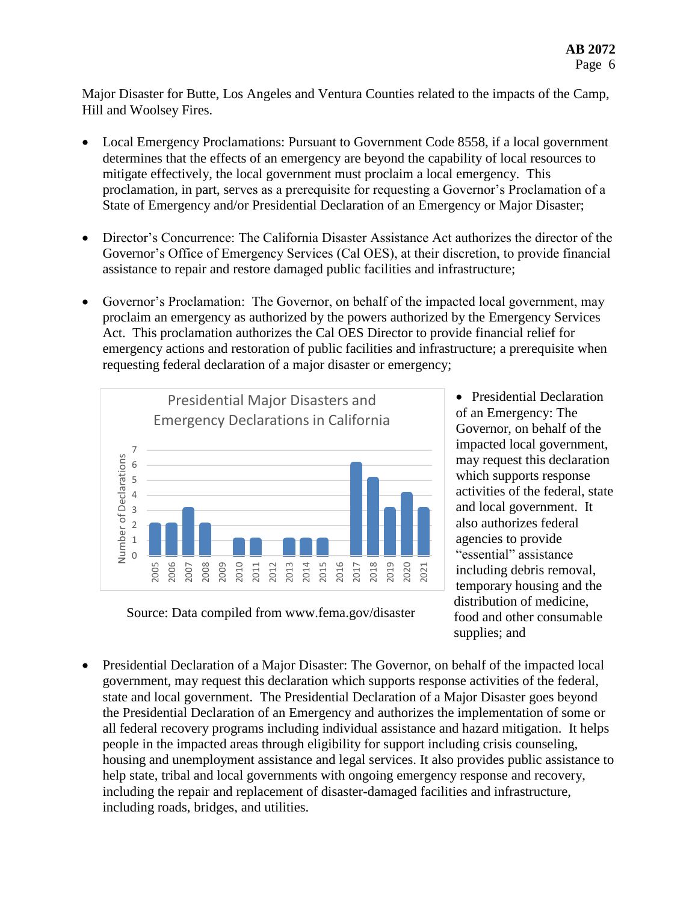Major Disaster for Butte, Los Angeles and Ventura Counties related to the impacts of the Camp, Hill and Woolsey Fires.

- Local Emergency Proclamations: Pursuant to Government Code 8558, if a local government determines that the effects of an emergency are beyond the capability of local resources to mitigate effectively, the local government must proclaim a local emergency. This proclamation, in part, serves as a prerequisite for requesting a Governor's Proclamation of a State of Emergency and/or Presidential Declaration of an Emergency or Major Disaster;

- Director's Concurrence: The California Disaster Assistance Act authorizes the director of the Governor's Office of Emergency Services (Cal OES), at their discretion, to provide financial assistance to repair and restore damaged public facilities and infrastructure;

- Governor's Proclamation: The Governor, on behalf of the impacted local government, may proclaim an emergency as authorized by the powers authorized by the Emergency Services Act. This proclamation authorizes the Cal OES Director to provide financial relief for emergency actions and restoration of public facilities and infrastructure; a prerequisite when requesting federal declaration of a major disaster or emergency;

**Presidential Major Disasters and Emergency Declarations in California**

| Year | Number of Declarations |
|---|---|
| 2005 | 2 |
| 2006 | 2 |
| 2007 | 3 |
| 2008 | 2 |
| 2009 | 0 |
| 2010 | 1 |
| 2011 | 1 |
| 2012 | 0 |
| 2013 | 1 |
| 2014 | 1 |
| 2015 | 1 |
| 2016 | 0 |
| 2017 | 6 |
| 2018 | 5 |
| 2019 | 3 |
| 2020 | 4 |
| 2021 | 3 |

Source: Data compiled from www.fema.gov/disaster

- Presidential Declaration of an Emergency: The Governor, on behalf of the impacted local government, may request this declaration which supports response activities of the federal, state and local government. It also authorizes federal agencies to provide "essential" assistance including debris removal, temporary housing and the distribution of medicine, food and other consumable supplies; and

- Presidential Declaration of a Major Disaster: The Governor, on behalf of the impacted local government, may request this declaration which supports response activities of the federal, state and local government. The Presidential Declaration of a Major Disaster goes beyond the Presidential Declaration of an Emergency and authorizes the implementation of some or all federal recovery programs including individual assistance and hazard mitigation. It helps people in the impacted areas through eligibility for support including crisis counseling, housing and unemployment assistance and legal services. It also provides public assistance to help state, tribal and local governments with ongoing emergency response and recovery, including the repair and replacement of disaster-damaged facilities and infrastructure, including roads, bridges, and utilities.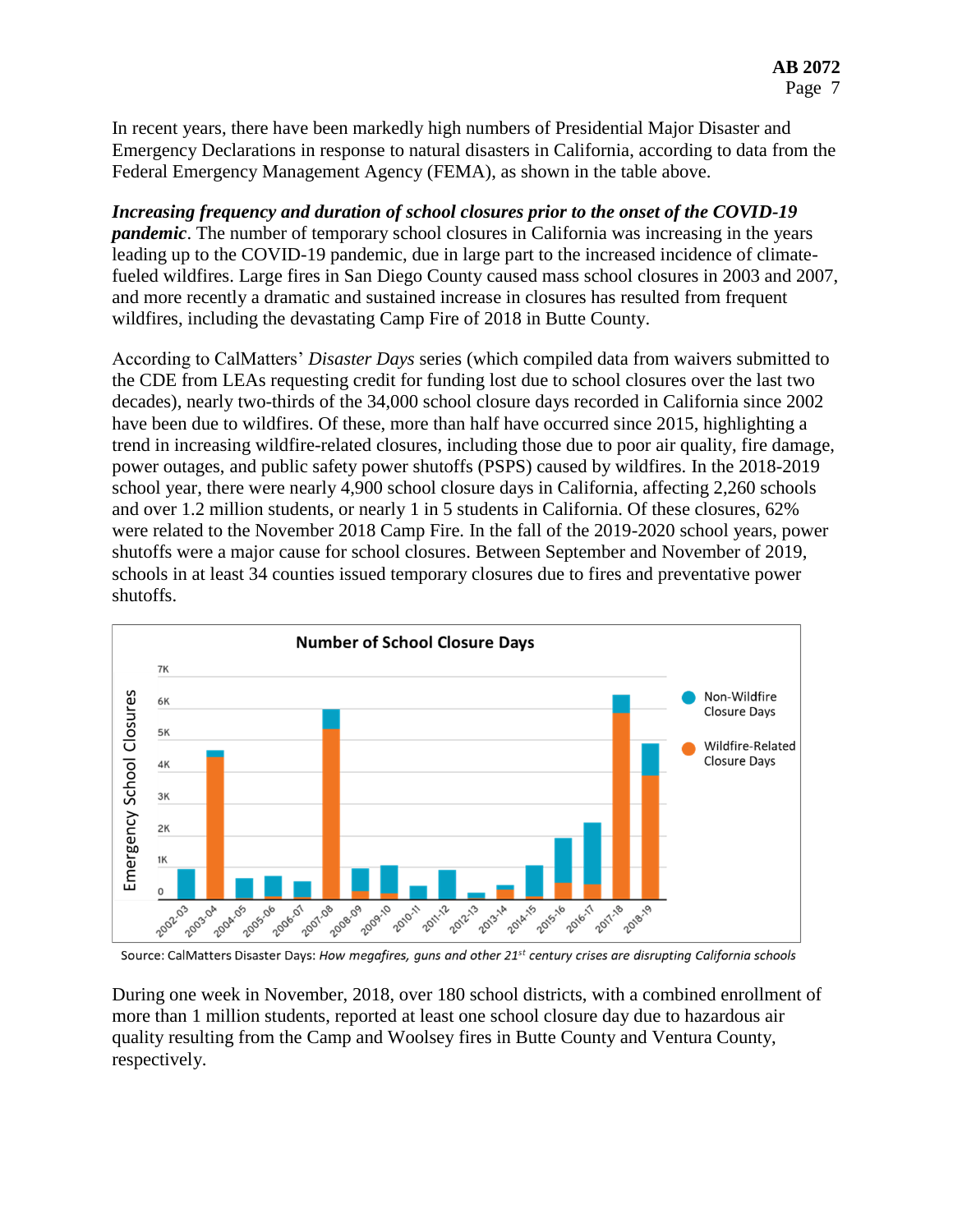In recent years, there have been markedly high numbers of Presidential Major Disaster and Emergency Declarations in response to natural disasters in California, according to data from the Federal Emergency Management Agency (FEMA), as shown in the table above.

***Increasing frequency and duration of school closures prior to the onset of the COVID-19 pandemic***. The number of temporary school closures in California was increasing in the years leading up to the COVID-19 pandemic, due in large part to the increased incidence of climate-fueled wildfires. Large fires in San Diego County caused mass school closures in 2003 and 2007, and more recently a dramatic and sustained increase in closures has resulted from frequent wildfires, including the devastating Camp Fire of 2018 in Butte County.

According to CalMatters' *Disaster Days* series (which compiled data from waivers submitted to the CDE from LEAs requesting credit for funding lost due to school closures over the last two decades), nearly two-thirds of the 34,000 school closure days recorded in California since 2002 have been due to wildfires. Of these, more than half have occurred since 2015, highlighting a trend in increasing wildfire-related closures, including those due to poor air quality, fire damage, power outages, and public safety power shutoffs (PSPS) caused by wildfires. In the 2018-2019 school year, there were nearly 4,900 school closure days in California, affecting 2,260 schools and over 1.2 million students, or nearly 1 in 5 students in California. Of these closures, 62% were related to the November 2018 Camp Fire. In the fall of the 2019-2020 school years, power shutoffs were a major cause for school closures. Between September and November of 2019, schools in at least 34 counties issued temporary closures due to fires and preventative power shutoffs.

Source: CalMatters Disaster Days: *How megafires, guns and other 21st century crises are disrupting California schools*

During one week in November, 2018, over 180 school districts, with a combined enrollment of more than 1 million students, reported at least one school closure day due to hazardous air quality resulting from the Camp and Woolsey fires in Butte County and Ventura County, respectively.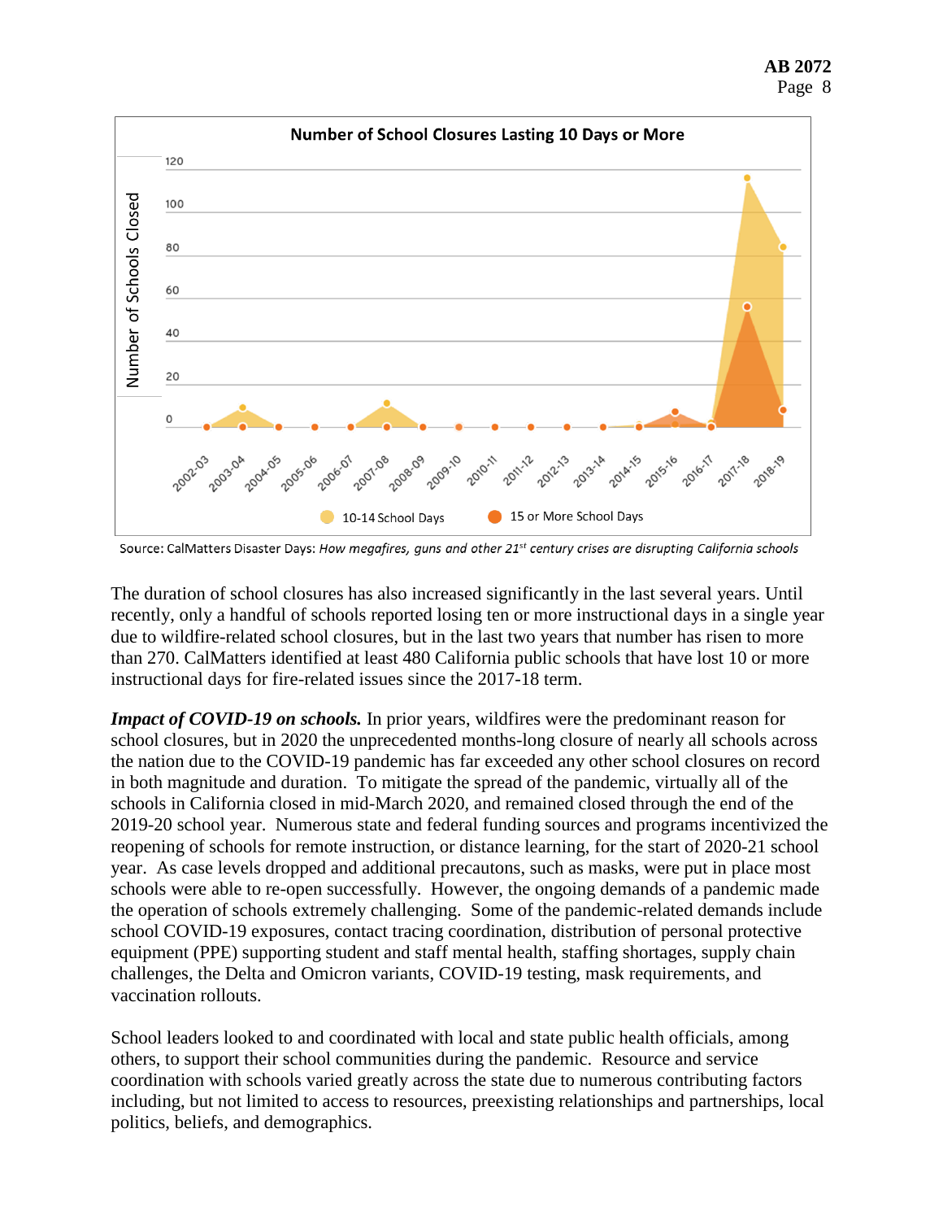Number of School Closures Lasting 10 Days or More

Source: CalMatters Disaster Days: *How megafires, guns and other 21st century crises are disrupting California schools*

The duration of school closures has also increased significantly in the last several years. Until recently, only a handful of schools reported losing ten or more instructional days in a single year due to wildfire-related school closures, but in the last two years that number has risen to more than 270. CalMatters identified at least 480 California public schools that have lost 10 or more instructional days for fire-related issues since the 2017-18 term.

***Impact of COVID-19 on schools.*** In prior years, wildfires were the predominant reason for school closures, but in 2020 the unprecedented months-long closure of nearly all schools across the nation due to the COVID-19 pandemic has far exceeded any other school closures on record in both magnitude and duration. To mitigate the spread of the pandemic, virtually all of the schools in California closed in mid-March 2020, and remained closed through the end of the 2019-20 school year. Numerous state and federal funding sources and programs incentivized the reopening of schools for remote instruction, or distance learning, for the start of 2020-21 school year. As case levels dropped and additional precautons, such as masks, were put in place most schools were able to re-open successfully. However, the ongoing demands of a pandemic made the operation of schools extremely challenging. Some of the pandemic-related demands include school COVID-19 exposures, contact tracing coordination, distribution of personal protective equipment (PPE) supporting student and staff mental health, staffing shortages, supply chain challenges, the Delta and Omicron variants, COVID-19 testing, mask requirements, and vaccination rollouts.

School leaders looked to and coordinated with local and state public health officials, among others, to support their school communities during the pandemic. Resource and service coordination with schools varied greatly across the state due to numerous contributing factors including, but not limited to access to resources, preexisting relationships and partnerships, local politics, beliefs, and demographics.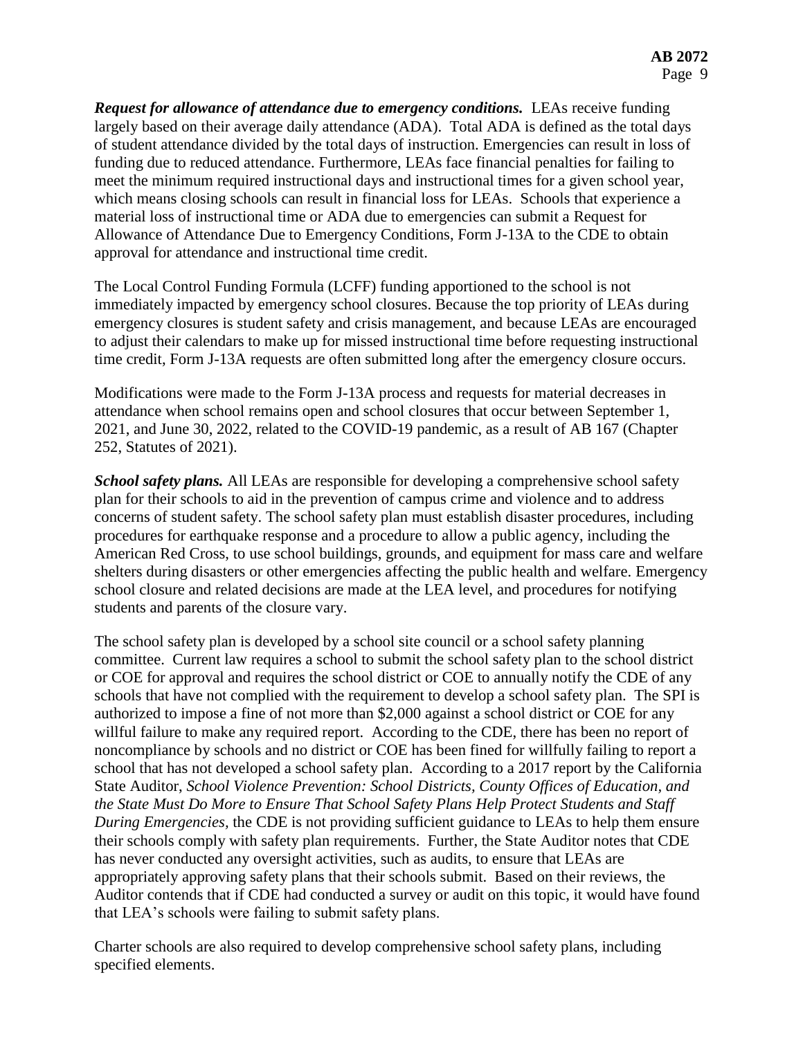***Request for allowance of attendance due to emergency conditions.*** LEAs receive funding largely based on their average daily attendance (ADA). Total ADA is defined as the total days of student attendance divided by the total days of instruction. Emergencies can result in loss of funding due to reduced attendance. Furthermore, LEAs face financial penalties for failing to meet the minimum required instructional days and instructional times for a given school year, which means closing schools can result in financial loss for LEAs. Schools that experience a material loss of instructional time or ADA due to emergencies can submit a Request for Allowance of Attendance Due to Emergency Conditions, Form J-13A to the CDE to obtain approval for attendance and instructional time credit.

The Local Control Funding Formula (LCFF) funding apportioned to the school is not immediately impacted by emergency school closures. Because the top priority of LEAs during emergency closures is student safety and crisis management, and because LEAs are encouraged to adjust their calendars to make up for missed instructional time before requesting instructional time credit, Form J-13A requests are often submitted long after the emergency closure occurs.

Modifications were made to the Form J-13A process and requests for material decreases in attendance when school remains open and school closures that occur between September 1, 2021, and June 30, 2022, related to the COVID-19 pandemic, as a result of AB 167 (Chapter 252, Statutes of 2021).

***School safety plans.*** All LEAs are responsible for developing a comprehensive school safety plan for their schools to aid in the prevention of campus crime and violence and to address concerns of student safety. The school safety plan must establish disaster procedures, including procedures for earthquake response and a procedure to allow a public agency, including the American Red Cross, to use school buildings, grounds, and equipment for mass care and welfare shelters during disasters or other emergencies affecting the public health and welfare. Emergency school closure and related decisions are made at the LEA level, and procedures for notifying students and parents of the closure vary.

The school safety plan is developed by a school site council or a school safety planning committee. Current law requires a school to submit the school safety plan to the school district or COE for approval and requires the school district or COE to annually notify the CDE of any schools that have not complied with the requirement to develop a school safety plan. The SPI is authorized to impose a fine of not more than $2,000 against a school district or COE for any willful failure to make any required report. According to the CDE, there has been no report of noncompliance by schools and no district or COE has been fined for willfully failing to report a school that has not developed a school safety plan. According to a 2017 report by the California State Auditor, *School Violence Prevention: School Districts, County Offices of Education, and the State Must Do More to Ensure That School Safety Plans Help Protect Students and Staff During Emergencies*, the CDE is not providing sufficient guidance to LEAs to help them ensure their schools comply with safety plan requirements. Further, the State Auditor notes that CDE has never conducted any oversight activities, such as audits, to ensure that LEAs are appropriately approving safety plans that their schools submit. Based on their reviews, the Auditor contends that if CDE had conducted a survey or audit on this topic, it would have found that LEA's schools were failing to submit safety plans.

Charter schools are also required to develop comprehensive school safety plans, including specified elements.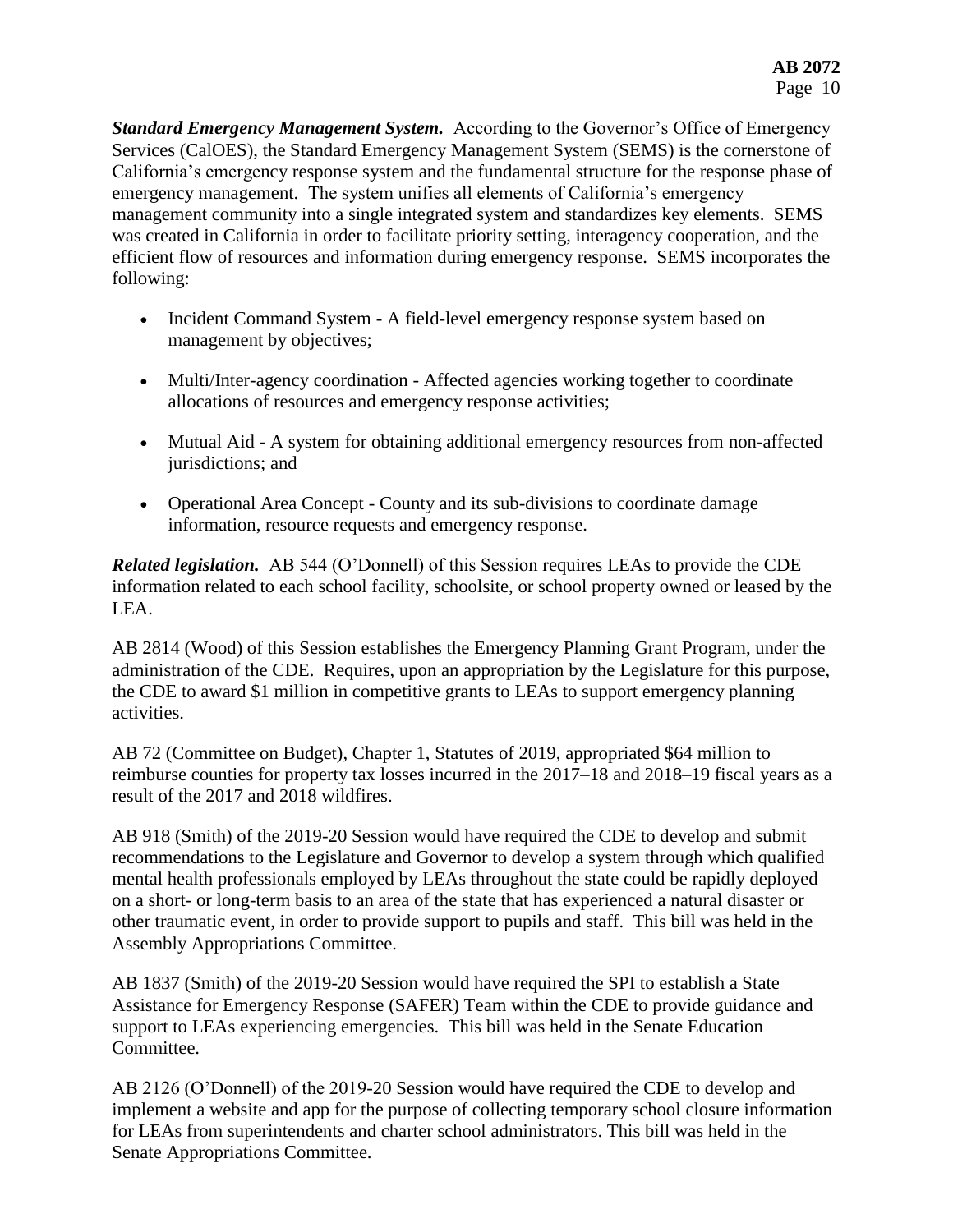***Standard Emergency Management System.*** According to the Governor's Office of Emergency Services (CalOES), the Standard Emergency Management System (SEMS) is the cornerstone of California's emergency response system and the fundamental structure for the response phase of emergency management. The system unifies all elements of California's emergency management community into a single integrated system and standardizes key elements. SEMS was created in California in order to facilitate priority setting, interagency cooperation, and the efficient flow of resources and information during emergency response. SEMS incorporates the following:

- Incident Command System - A field-level emergency response system based on management by objectives;
- Multi/Inter-agency coordination - Affected agencies working together to coordinate allocations of resources and emergency response activities;
- Mutual Aid - A system for obtaining additional emergency resources from non-affected jurisdictions; and
- Operational Area Concept - County and its sub-divisions to coordinate damage information, resource requests and emergency response.

***Related legislation.*** AB 544 (O'Donnell) of this Session requires LEAs to provide the CDE information related to each school facility, schoolsite, or school property owned or leased by the LEA.

AB 2814 (Wood) of this Session establishes the Emergency Planning Grant Program, under the administration of the CDE. Requires, upon an appropriation by the Legislature for this purpose, the CDE to award $1 million in competitive grants to LEAs to support emergency planning activities.

AB 72 (Committee on Budget), Chapter 1, Statutes of 2019, appropriated $64 million to reimburse counties for property tax losses incurred in the 2017–18 and 2018–19 fiscal years as a result of the 2017 and 2018 wildfires.

AB 918 (Smith) of the 2019-20 Session would have required the CDE to develop and submit recommendations to the Legislature and Governor to develop a system through which qualified mental health professionals employed by LEAs throughout the state could be rapidly deployed on a short- or long-term basis to an area of the state that has experienced a natural disaster or other traumatic event, in order to provide support to pupils and staff. This bill was held in the Assembly Appropriations Committee.

AB 1837 (Smith) of the 2019-20 Session would have required the SPI to establish a State Assistance for Emergency Response (SAFER) Team within the CDE to provide guidance and support to LEAs experiencing emergencies. This bill was held in the Senate Education Committee.

AB 2126 (O'Donnell) of the 2019-20 Session would have required the CDE to develop and implement a website and app for the purpose of collecting temporary school closure information for LEAs from superintendents and charter school administrators. This bill was held in the Senate Appropriations Committee.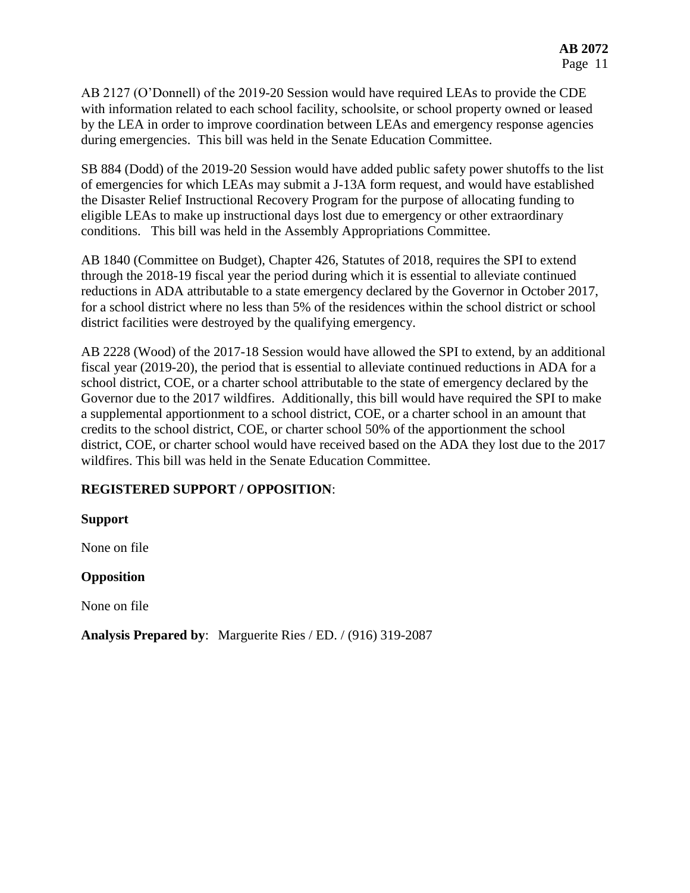AB 2127 (O'Donnell) of the 2019-20 Session would have required LEAs to provide the CDE with information related to each school facility, schoolsite, or school property owned or leased by the LEA in order to improve coordination between LEAs and emergency response agencies during emergencies. This bill was held in the Senate Education Committee.

SB 884 (Dodd) of the 2019-20 Session would have added public safety power shutoffs to the list of emergencies for which LEAs may submit a J-13A form request, and would have established the Disaster Relief Instructional Recovery Program for the purpose of allocating funding to eligible LEAs to make up instructional days lost due to emergency or other extraordinary conditions. This bill was held in the Assembly Appropriations Committee.

AB 1840 (Committee on Budget), Chapter 426, Statutes of 2018, requires the SPI to extend through the 2018-19 fiscal year the period during which it is essential to alleviate continued reductions in ADA attributable to a state emergency declared by the Governor in October 2017, for a school district where no less than 5% of the residences within the school district or school district facilities were destroyed by the qualifying emergency.

AB 2228 (Wood) of the 2017-18 Session would have allowed the SPI to extend, by an additional fiscal year (2019-20), the period that is essential to alleviate continued reductions in ADA for a school district, COE, or a charter school attributable to the state of emergency declared by the Governor due to the 2017 wildfires. Additionally, this bill would have required the SPI to make a supplemental apportionment to a school district, COE, or a charter school in an amount that credits to the school district, COE, or charter school 50% of the apportionment the school district, COE, or charter school would have received based on the ADA they lost due to the 2017 wildfires. This bill was held in the Senate Education Committee.

## REGISTERED SUPPORT / OPPOSITION:

### Support

None on file

### Opposition

None on file

**Analysis Prepared by**: Marguerite Ries / ED. / (916) 319-2087